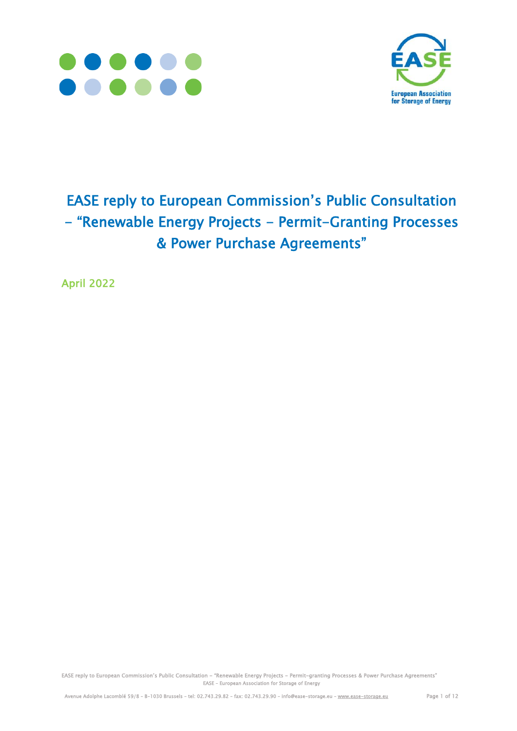# EASE reply to European Commission's Public Consultation – "Renewable Energy Projects – Permit-Granting Processes & Power Purchase Agreements"

April 2022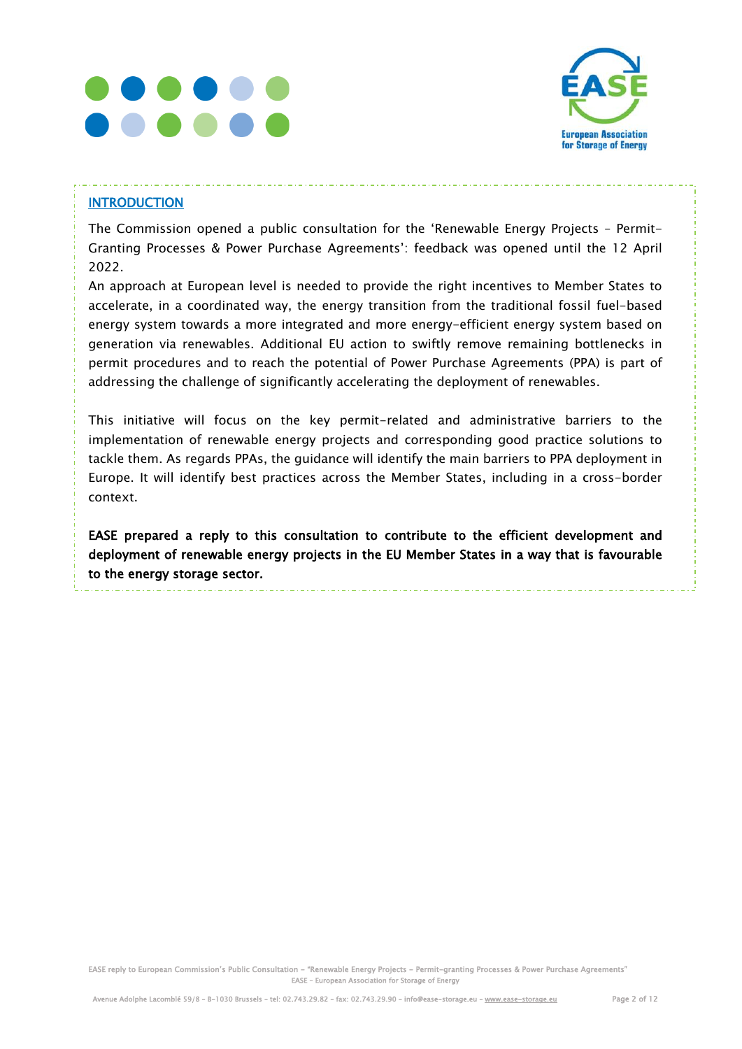## INTRODUCTION

The Commission opened a public consultation for the 'Renewable Energy Projects – Permit-Granting Processes & Power Purchase Agreements': feedback was opened until the 12 April 2022.

An approach at European level is needed to provide the right incentives to Member States to accelerate, in a coordinated way, the energy transition from the traditional fossil fuel-based energy system towards a more integrated and more energy-efficient energy system based on generation via renewables. Additional EU action to swiftly remove remaining bottlenecks in permit procedures and to reach the potential of Power Purchase Agreements (PPA) is part of addressing the challenge of significantly accelerating the deployment of renewables.

This initiative will focus on the key permit-related and administrative barriers to the implementation of renewable energy projects and corresponding good practice solutions to tackle them. As regards PPAs, the guidance will identify the main barriers to PPA deployment in Europe. It will identify best practices across the Member States, including in a cross-border context.

**EASE prepared a reply to this consultation to contribute to the efficient development and deployment of renewable energy projects in the EU Member States in a way that is favourable to the energy storage sector.**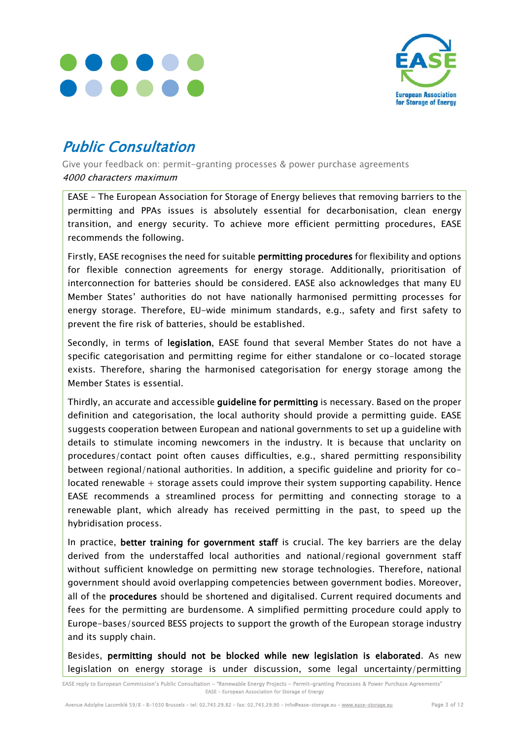# *Public Consultation*

Give your feedback on: permit-granting processes & power purchase agreements
*4000 characters maximum*

EASE - The European Association for Storage of Energy believes that removing barriers to the permitting and PPAs issues is absolutely essential for decarbonisation, clean energy transition, and energy security. To achieve more efficient permitting procedures, EASE recommends the following.

Firstly, EASE recognises the need for suitable **permitting procedures** for flexibility and options for flexible connection agreements for energy storage. Additionally, prioritisation of interconnection for batteries should be considered. EASE also acknowledges that many EU Member States' authorities do not have nationally harmonised permitting processes for energy storage. Therefore, EU-wide minimum standards, e.g., safety and first safety to prevent the fire risk of batteries, should be established.

Secondly, in terms of **legislation**, EASE found that several Member States do not have a specific categorisation and permitting regime for either standalone or co-located storage exists. Therefore, sharing the harmonised categorisation for energy storage among the Member States is essential.

Thirdly, an accurate and accessible **guideline for permitting** is necessary. Based on the proper definition and categorisation, the local authority should provide a permitting guide. EASE suggests cooperation between European and national governments to set up a guideline with details to stimulate incoming newcomers in the industry. It is because that unclarity on procedures/contact point often causes difficulties, e.g., shared permitting responsibility between regional/national authorities. In addition, a specific guideline and priority for co-located renewable + storage assets could improve their system supporting capability. Hence EASE recommends a streamlined process for permitting and connecting storage to a renewable plant, which already has received permitting in the past, to speed up the hybridisation process.

In practice, **better training for government staff** is crucial. The key barriers are the delay derived from the understaffed local authorities and national/regional government staff without sufficient knowledge on permitting new storage technologies. Therefore, national government should avoid overlapping competencies between government bodies. Moreover, all of the **procedures** should be shortened and digitalised. Current required documents and fees for the permitting are burdensome. A simplified permitting procedure could apply to Europe-bases/sourced BESS projects to support the growth of the European storage industry and its supply chain.

Besides, **permitting should not be blocked while new legislation is elaborated**. As new legislation on energy storage is under discussion, some legal uncertainty/permitting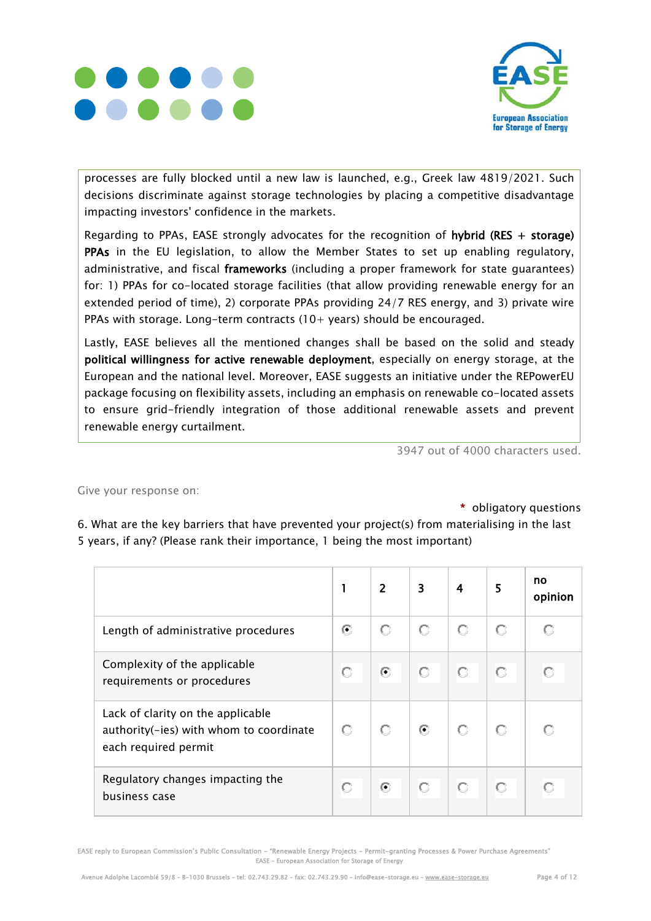processes are fully blocked until a new law is launched, e.g., Greek law 4819/2021. Such decisions discriminate against storage technologies by placing a competitive disadvantage impacting investors' confidence in the markets.

Regarding to PPAs, EASE strongly advocates for the recognition of **hybrid (RES + storage) PPAs** in the EU legislation, to allow the Member States to set up enabling regulatory, administrative, and fiscal **frameworks** (including a proper framework for state guarantees) for: 1) PPAs for co-located storage facilities (that allow providing renewable energy for an extended period of time), 2) corporate PPAs providing 24/7 RES energy, and 3) private wire PPAs with storage. Long-term contracts (10+ years) should be encouraged.

Lastly, EASE believes all the mentioned changes shall be based on the solid and steady **political willingness for active renewable deployment**, especially on energy storage, at the European and the national level. Moreover, EASE suggests an initiative under the REPowerEU package focusing on flexibility assets, including an emphasis on renewable co-located assets to ensure grid-friendly integration of those additional renewable assets and prevent renewable energy curtailment.

3947 out of 4000 characters used.

Give your response on:

* obligatory questions

6. What are the key barriers that have prevented your project(s) from materialising in the last 5 years, if any? (Please rank their importance, 1 being the most important)

| | 1 | 2 | 3 | 4 | 5 | no opinion |
|---|---|---|---|---|---|---|
| Length of administrative procedures | ◉ | ○ | ○ | ○ | ○ | ○ |
| Complexity of the applicable requirements or procedures | ○ | ◉ | ○ | ○ | ○ | ○ |
| Lack of clarity on the applicable authority(-ies) with whom to coordinate each required permit | ○ | ○ | ◉ | ○ | ○ | ○ |
| Regulatory changes impacting the business case | ○ | ◉ | ○ | ○ | ○ | ○ |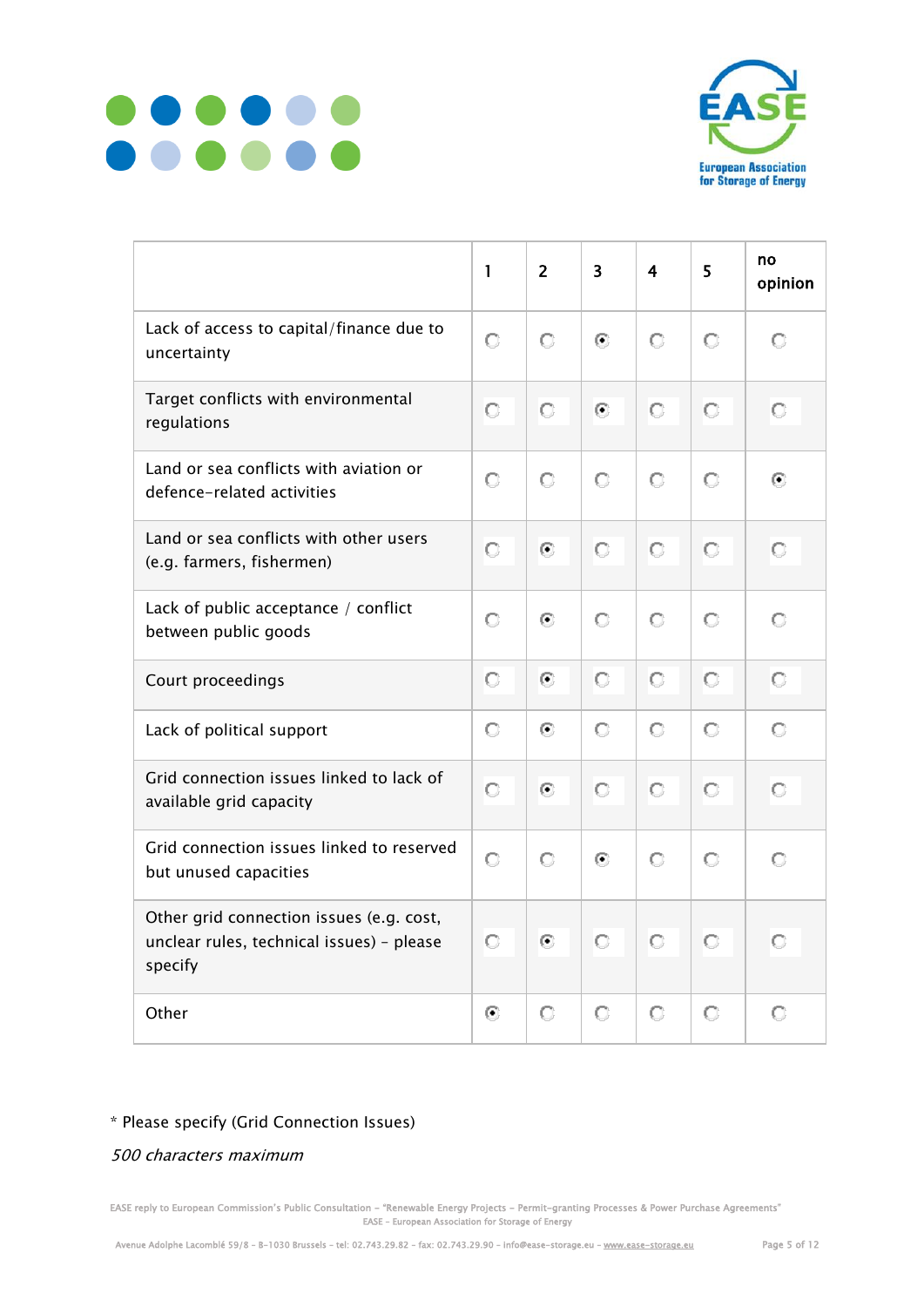| | 1 | 2 | 3 | 4 | 5 | no opinion |
|---|---|---|---|---|---|---|
| Lack of access to capital/finance due to uncertainty | ○ | ○ | ◉ | ○ | ○ | ○ |
| Target conflicts with environmental regulations | ○ | ○ | ◉ | ○ | ○ | ○ |
| Land or sea conflicts with aviation or defence-related activities | ○ | ○ | ○ | ○ | ○ | ◉ |
| Land or sea conflicts with other users (e.g. farmers, fishermen) | ○ | ◉ | ○ | ○ | ○ | ○ |
| Lack of public acceptance / conflict between public goods | ○ | ◉ | ○ | ○ | ○ | ○ |
| Court proceedings | ○ | ◉ | ○ | ○ | ○ | ○ |
| Lack of political support | ○ | ◉ | ○ | ○ | ○ | ○ |
| Grid connection issues linked to lack of available grid capacity | ○ | ◉ | ○ | ○ | ○ | ○ |
| Grid connection issues linked to reserved but unused capacities | ○ | ○ | ◉ | ○ | ○ | ○ |
| Other grid connection issues (e.g. cost, unclear rules, technical issues) - please specify | ○ | ◉ | ○ | ○ | ○ | ○ |
| Other | ◉ | ○ | ○ | ○ | ○ | ○ |

* Please specify (Grid Connection Issues)

*500 characters maximum*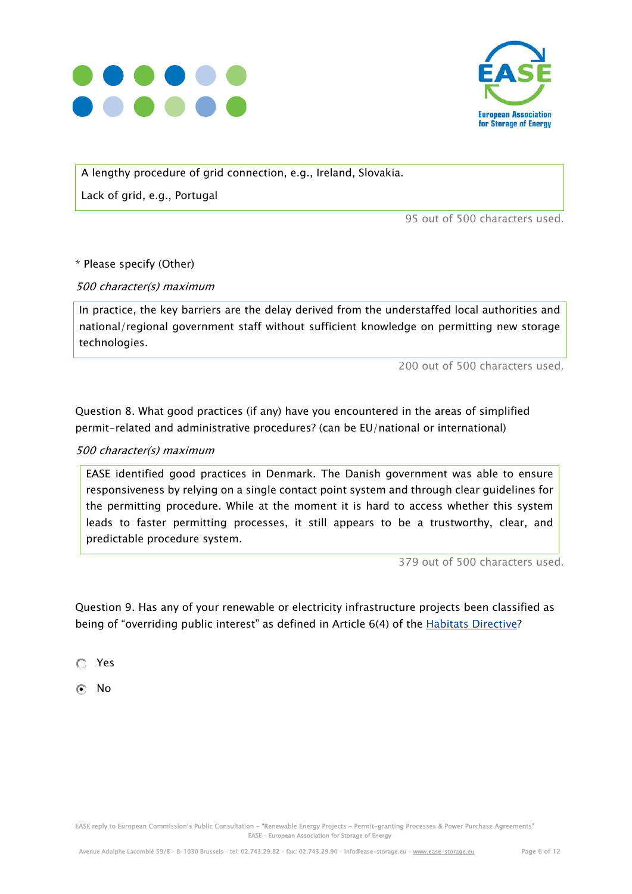A lengthy procedure of grid connection, e.g., Ireland, Slovakia.

Lack of grid, e.g., Portugal

95 out of 500 characters used.

* Please specify (Other)

*500 character(s) maximum*

In practice, the key barriers are the delay derived from the understaffed local authorities and national/regional government staff without sufficient knowledge on permitting new storage technologies.

200 out of 500 characters used.

Question 8. What good practices (if any) have you encountered in the areas of simplified permit-related and administrative procedures? (can be EU/national or international)

*500 character(s) maximum*

EASE identified good practices in Denmark. The Danish government was able to ensure responsiveness by relying on a single contact point system and through clear guidelines for the permitting procedure. While at the moment it is hard to access whether this system leads to faster permitting processes, it still appears to be a trustworthy, clear, and predictable procedure system.

379 out of 500 characters used.

Question 9. Has any of your renewable or electricity infrastructure projects been classified as being of "overriding public interest" as defined in Article 6(4) of the Habitats Directive?

- ◯ Yes
- ◉ No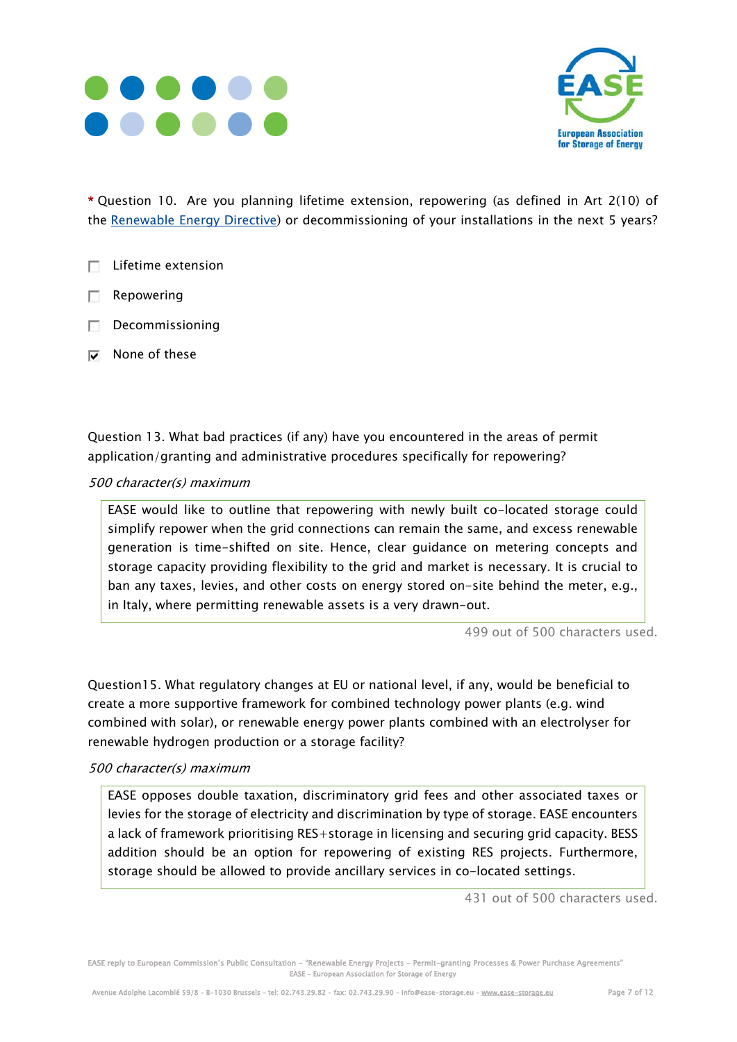\* Question 10. Are you planning lifetime extension, repowering (as defined in Art 2(10) of the [Renewable Energy Directive]) or decommissioning of your installations in the next 5 years?

- [ ] Lifetime extension
- [ ] Repowering
- [ ] Decommissioning
- [x] None of these

Question 13. What bad practices (if any) have you encountered in the areas of permit application/granting and administrative procedures specifically for repowering?

*500 character(s) maximum*

> EASE would like to outline that repowering with newly built co-located storage could simplify repower when the grid connections can remain the same, and excess renewable generation is time-shifted on site. Hence, clear guidance on metering concepts and storage capacity providing flexibility to the grid and market is necessary. It is crucial to ban any taxes, levies, and other costs on energy stored on-site behind the meter, e.g., in Italy, where permitting renewable assets is a very drawn-out.

499 out of 500 characters used.

Question15. What regulatory changes at EU or national level, if any, would be beneficial to create a more supportive framework for combined technology power plants (e.g. wind combined with solar), or renewable energy power plants combined with an electrolyser for renewable hydrogen production or a storage facility?

*500 character(s) maximum*

> EASE opposes double taxation, discriminatory grid fees and other associated taxes or levies for the storage of electricity and discrimination by type of storage. EASE encounters a lack of framework prioritising RES+storage in licensing and securing grid capacity. BESS addition should be an option for repowering of existing RES projects. Furthermore, storage should be allowed to provide ancillary services in co-located settings.

431 out of 500 characters used.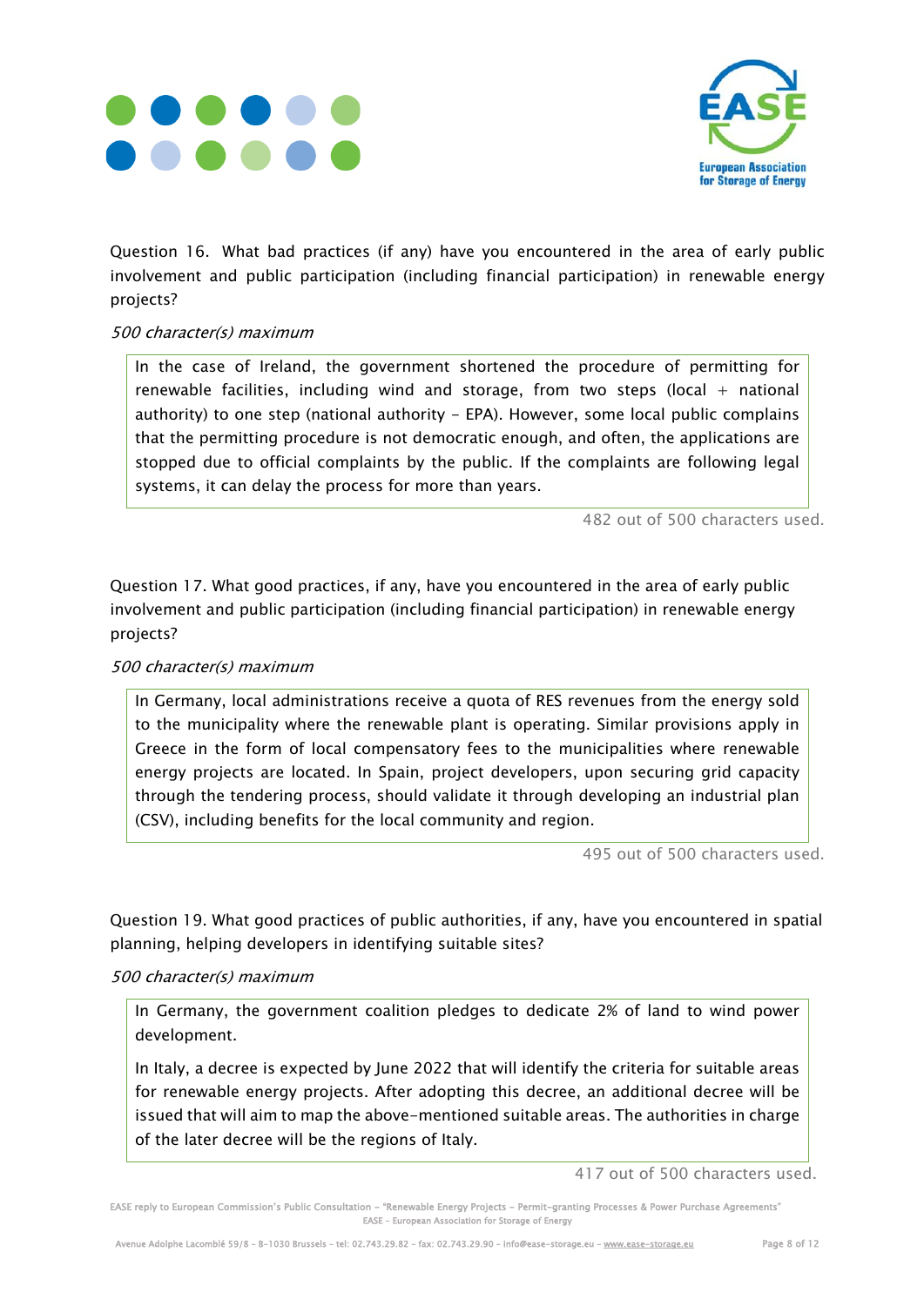Question 16. What bad practices (if any) have you encountered in the area of early public involvement and public participation (including financial participation) in renewable energy projects?

*500 character(s) maximum*

In the case of Ireland, the government shortened the procedure of permitting for renewable facilities, including wind and storage, from two steps (local + national authority) to one step (national authority - EPA). However, some local public complains that the permitting procedure is not democratic enough, and often, the applications are stopped due to official complaints by the public. If the complaints are following legal systems, it can delay the process for more than years.

482 out of 500 characters used.

Question 17. What good practices, if any, have you encountered in the area of early public involvement and public participation (including financial participation) in renewable energy projects?

*500 character(s) maximum*

In Germany, local administrations receive a quota of RES revenues from the energy sold to the municipality where the renewable plant is operating. Similar provisions apply in Greece in the form of local compensatory fees to the municipalities where renewable energy projects are located. In Spain, project developers, upon securing grid capacity through the tendering process, should validate it through developing an industrial plan (CSV), including benefits for the local community and region.

495 out of 500 characters used.

Question 19. What good practices of public authorities, if any, have you encountered in spatial planning, helping developers in identifying suitable sites?

*500 character(s) maximum*

In Germany, the government coalition pledges to dedicate 2% of land to wind power development.

In Italy, a decree is expected by June 2022 that will identify the criteria for suitable areas for renewable energy projects. After adopting this decree, an additional decree will be issued that will aim to map the above-mentioned suitable areas. The authorities in charge of the later decree will be the regions of Italy.

417 out of 500 characters used.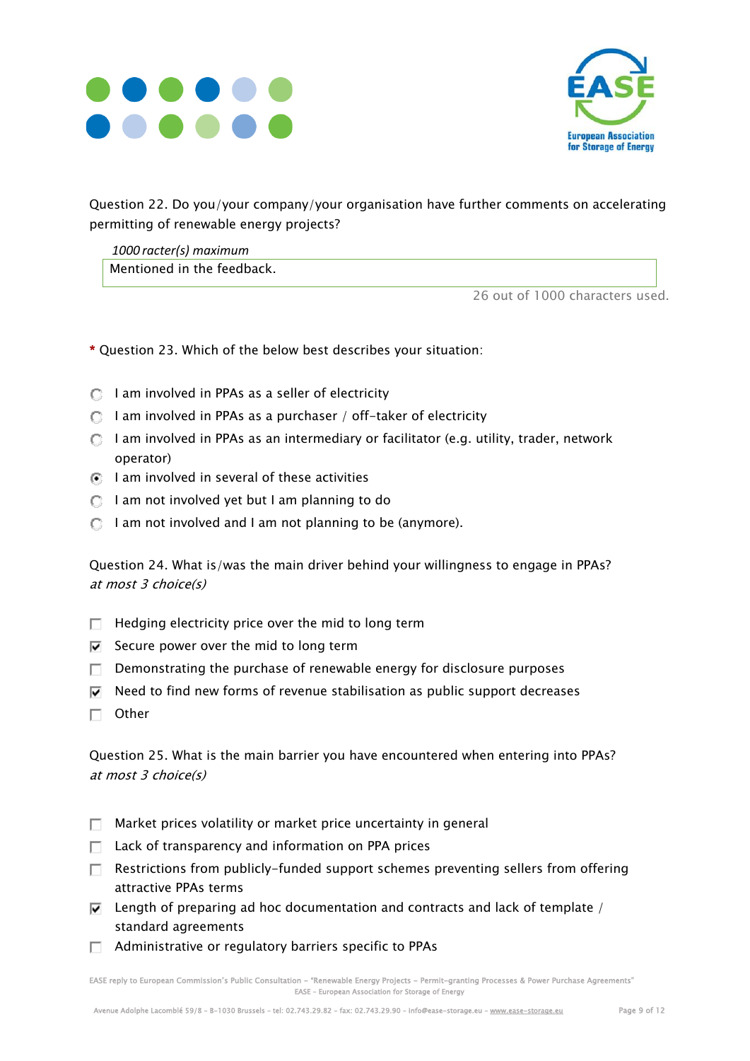Question 22. Do you/your company/your organisation have further comments on accelerating permitting of renewable energy projects?

*1000 racter(s) maximum*

Mentioned in the feedback.

26 out of 1000 characters used.

\* Question 23. Which of the below best describes your situation:

- ○ I am involved in PPAs as a seller of electricity
- ○ I am involved in PPAs as a purchaser / off-taker of electricity
- ○ I am involved in PPAs as an intermediary or facilitator (e.g. utility, trader, network operator)
- ◉ I am involved in several of these activities
- ○ I am not involved yet but I am planning to do
- ○ I am not involved and I am not planning to be (anymore).

Question 24. What is/was the main driver behind your willingness to engage in PPAs?
*at most 3 choice(s)*

- [ ] Hedging electricity price over the mid to long term
- [x] Secure power over the mid to long term
- [ ] Demonstrating the purchase of renewable energy for disclosure purposes
- [x] Need to find new forms of revenue stabilisation as public support decreases
- [ ] Other

Question 25. What is the main barrier you have encountered when entering into PPAs?
*at most 3 choice(s)*

- [ ] Market prices volatility or market price uncertainty in general
- [ ] Lack of transparency and information on PPA prices
- [ ] Restrictions from publicly-funded support schemes preventing sellers from offering attractive PPAs terms
- [x] Length of preparing ad hoc documentation and contracts and lack of template / standard agreements
- [ ] Administrative or regulatory barriers specific to PPAs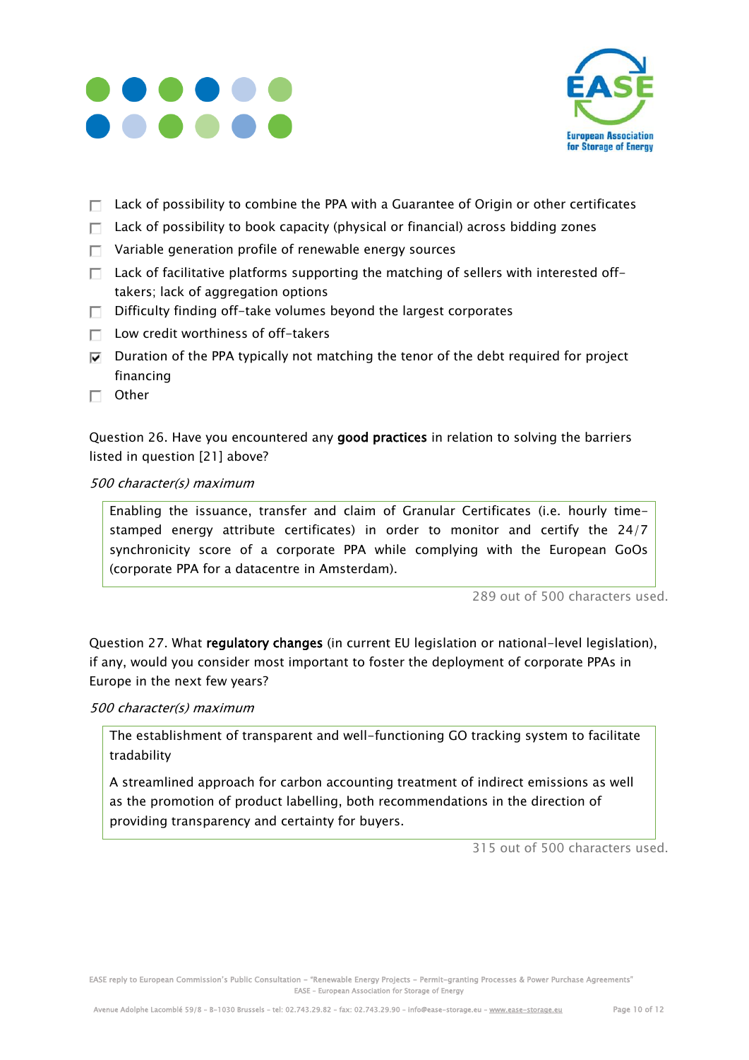- [ ] Lack of possibility to combine the PPA with a Guarantee of Origin or other certificates
- [ ] Lack of possibility to book capacity (physical or financial) across bidding zones
- [ ] Variable generation profile of renewable energy sources
- [ ] Lack of facilitative platforms supporting the matching of sellers with interested off-takers; lack of aggregation options
- [ ] Difficulty finding off-take volumes beyond the largest corporates
- [ ] Low credit worthiness of off-takers
- [x] Duration of the PPA typically not matching the tenor of the debt required for project financing
- [ ] Other

Question 26. Have you encountered any **good practices** in relation to solving the barriers listed in question [21] above?

*500 character(s) maximum*

> Enabling the issuance, transfer and claim of Granular Certificates (i.e. hourly time-stamped energy attribute certificates) in order to monitor and certify the 24/7 synchronicity score of a corporate PPA while complying with the European GoOs (corporate PPA for a datacentre in Amsterdam).

289 out of 500 characters used.

Question 27. What **regulatory changes** (in current EU legislation or national-level legislation), if any, would you consider most important to foster the deployment of corporate PPAs in Europe in the next few years?

*500 character(s) maximum*

> The establishment of transparent and well-functioning GO tracking system to facilitate tradability
>
> A streamlined approach for carbon accounting treatment of indirect emissions as well as the promotion of product labelling, both recommendations in the direction of providing transparency and certainty for buyers.

315 out of 500 characters used.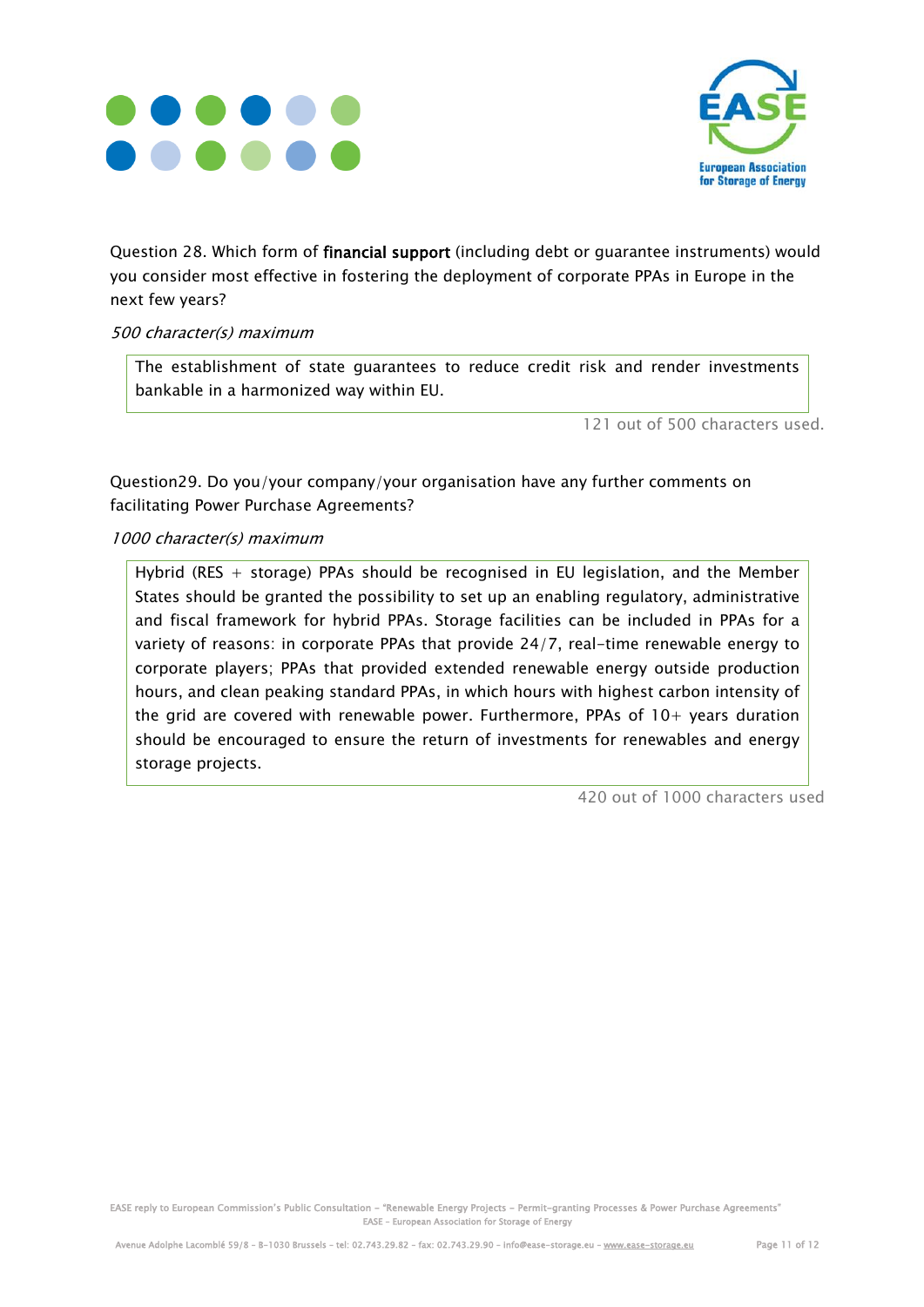Question 28. Which form of **financial support** (including debt or guarantee instruments) would you consider most effective in fostering the deployment of corporate PPAs in Europe in the next few years?

*500 character(s) maximum*

> The establishment of state guarantees to reduce credit risk and render investments bankable in a harmonized way within EU.

121 out of 500 characters used.

Question29. Do you/your company/your organisation have any further comments on facilitating Power Purchase Agreements?

*1000 character(s) maximum*

> Hybrid (RES + storage) PPAs should be recognised in EU legislation, and the Member States should be granted the possibility to set up an enabling regulatory, administrative and fiscal framework for hybrid PPAs. Storage facilities can be included in PPAs for a variety of reasons: in corporate PPAs that provide 24/7, real-time renewable energy to corporate players; PPAs that provided extended renewable energy outside production hours, and clean peaking standard PPAs, in which hours with highest carbon intensity of the grid are covered with renewable power. Furthermore, PPAs of 10+ years duration should be encouraged to ensure the return of investments for renewables and energy storage projects.

420 out of 1000 characters used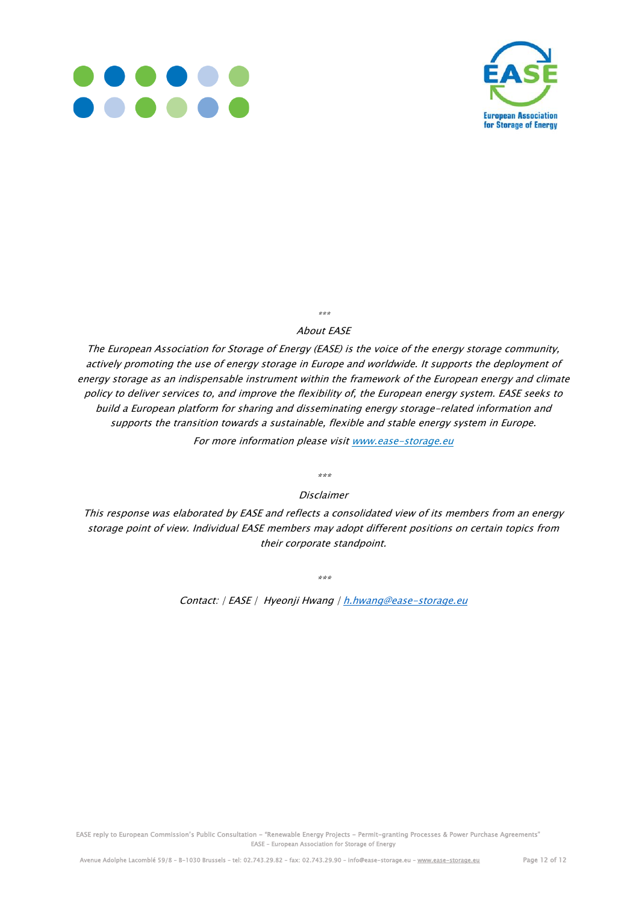\*\*\*

*About EASE*

*The European Association for Storage of Energy (EASE) is the voice of the energy storage community, actively promoting the use of energy storage in Europe and worldwide. It supports the deployment of energy storage as an indispensable instrument within the framework of the European energy and climate policy to deliver services to, and improve the flexibility of, the European energy system. EASE seeks to build a European platform for sharing and disseminating energy storage-related information and supports the transition towards a sustainable, flexible and stable energy system in Europe.*

*For more information please visit [www.ease-storage.eu](http://www.ease-storage.eu)*

\*\*\*

*Disclaimer*

*This response was elaborated by EASE and reflects a consolidated view of its members from an energy storage point of view. Individual EASE members may adopt different positions on certain topics from their corporate standpoint.*

\*\*\*

*Contact: | EASE | Hyeonji Hwang | [h.hwang@ease-storage.eu](mailto:h.hwang@ease-storage.eu)*